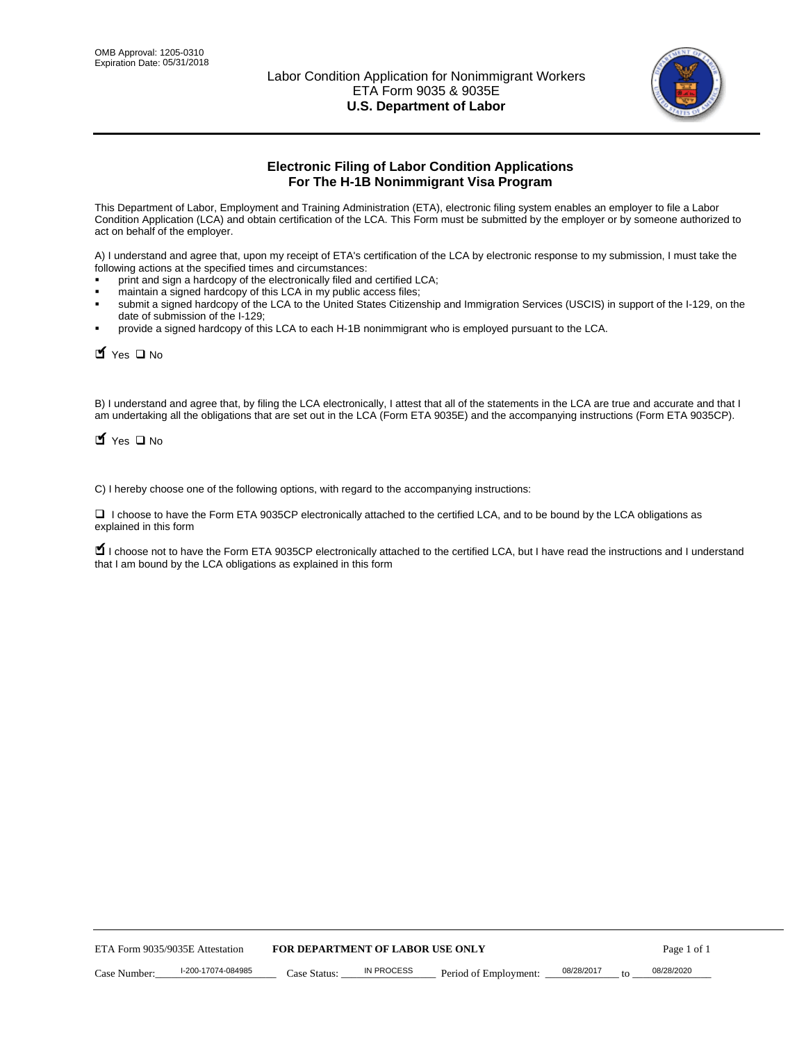OMB Approval: 1205-0310
Expiration Date: 05/31/2018

# Labor Condition Application for Nonimmigrant Workers
ETA Form 9035 & 9035E
**U.S. Department of Labor**

## Electronic Filing of Labor Condition Applications For The H-1B Nonimmigrant Visa Program

This Department of Labor, Employment and Training Administration (ETA), electronic filing system enables an employer to file a Labor Condition Application (LCA) and obtain certification of the LCA. This Form must be submitted by the employer or by someone authorized to act on behalf of the employer.

A) I understand and agree that, upon my receipt of ETA's certification of the LCA by electronic response to my submission, I must take the following actions at the specified times and circumstances:

- print and sign a hardcopy of the electronically filed and certified LCA;
- maintain a signed hardcopy of this LCA in my public access files;
- submit a signed hardcopy of the LCA to the United States Citizenship and Immigration Services (USCIS) in support of the I-129, on the date of submission of the I-129;
- provide a signed hardcopy of this LCA to each H-1B nonimmigrant who is employed pursuant to the LCA.

☑ Yes ☐ No

B) I understand and agree that, by filing the LCA electronically, I attest that all of the statements in the LCA are true and accurate and that I am undertaking all the obligations that are set out in the LCA (Form ETA 9035E) and the accompanying instructions (Form ETA 9035CP).

☑ Yes ☐ No

C) I hereby choose one of the following options, with regard to the accompanying instructions:

☐ I choose to have the Form ETA 9035CP electronically attached to the certified LCA, and to be bound by the LCA obligations as explained in this form

☑ I choose not to have the Form ETA 9035CP electronically attached to the certified LCA, but I have read the instructions and I understand that I am bound by the LCA obligations as explained in this form

ETA Form 9035/9035E Attestation **FOR DEPARTMENT OF LABOR USE ONLY**

Case Number: I-200-17074-084985 Case Status: IN PROCESS Period of Employment: 08/28/2017 to 08/28/2020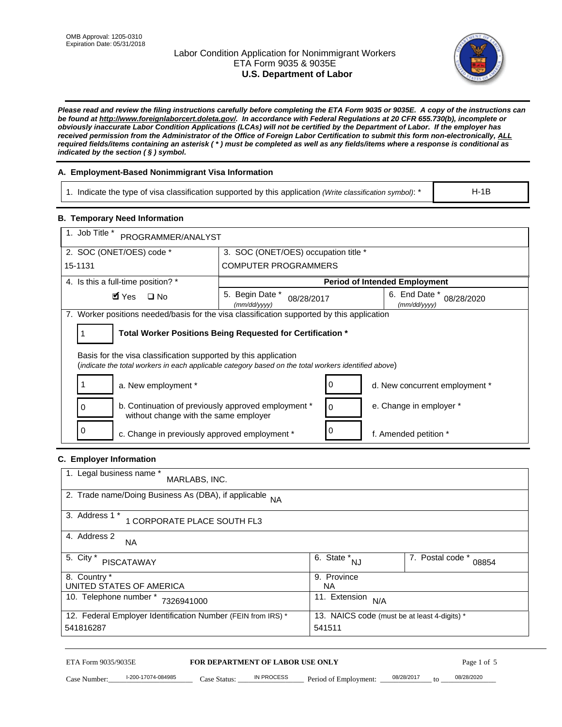OMB Approval: 1205-0310
Expiration Date: 05/31/2018

# Labor Condition Application for Nonimmigrant Workers
ETA Form 9035 & 9035E
**U.S. Department of Labor**

***Please read and review the filing instructions carefully before completing the ETA Form 9035 or 9035E. A copy of the instructions can be found at http://www.foreignlaborcert.doleta.gov/. In accordance with Federal Regulations at 20 CFR 655.730(b), incomplete or obviously inaccurate Labor Condition Applications (LCAs) will not be certified by the Department of Labor. If the employer has received permission from the Administrator of the Office of Foreign Labor Certification to submit this form non-electronically, ALL required fields/items containing an asterisk ( * ) must be completed as well as any fields/items where a response is conditional as indicated by the section ( § ) symbol.***

## A. Employment-Based Nonimmigrant Visa Information

| 1. Indicate the type of visa classification supported by this application *(Write classification symbol)*: * | H-1B |
|---|---|

## B. Temporary Need Information

| 1. Job Title * PROGRAMMER/ANALYST | | |
|---|---|---|
| 2. SOC (ONET/OES) code * 15-1131 | 3. SOC (ONET/OES) occupation title * COMPUTER PROGRAMMERS | |
| 4. Is this a full-time position? * ☑ Yes ☐ No | **Period of Intended Employment** | |
| | 5. Begin Date * *(mm/dd/yyyy)* 08/28/2017 | 6. End Date * *(mm/dd/yyyy)* 08/28/2020 |

7. Worker positions needed/basis for the visa classification supported by this application

1 **Total Worker Positions Being Requested for Certification ***

Basis for the visa classification supported by this application
(*indicate the total workers in each applicable category based on the total workers identified above*)

| | | | |
|---|---|---|---|
| 1 | a. New employment * | 0 | d. New concurrent employment * |
| 0 | b. Continuation of previously approved employment * without change with the same employer | 0 | e. Change in employer * |
| 0 | c. Change in previously approved employment * | 0 | f. Amended petition * |

## C. Employer Information

| 1. Legal business name * MARLABS, INC. | | |
|---|---|---|
| 2. Trade name/Doing Business As (DBA), if applicable NA | | |
| 3. Address 1 * 1 CORPORATE PLACE SOUTH FL3 | | |
| 4. Address 2 NA | | |
| 5. City * PISCATAWAY | 6. State * NJ | 7. Postal code * 08854 |
| 8. Country * UNITED STATES OF AMERICA | 9. Province NA | |
| 10. Telephone number * 7326941000 | 11. Extension N/A | |
| 12. Federal Employer Identification Number (FEIN from IRS) * 541816287 | 13. NAICS code (must be at least 4-digits) * 541511 | |

ETA Form 9035/9035E **FOR DEPARTMENT OF LABOR USE ONLY**

Case Number: I-200-17074-084985 Case Status: IN PROCESS Period of Employment: 08/28/2017 to 08/28/2020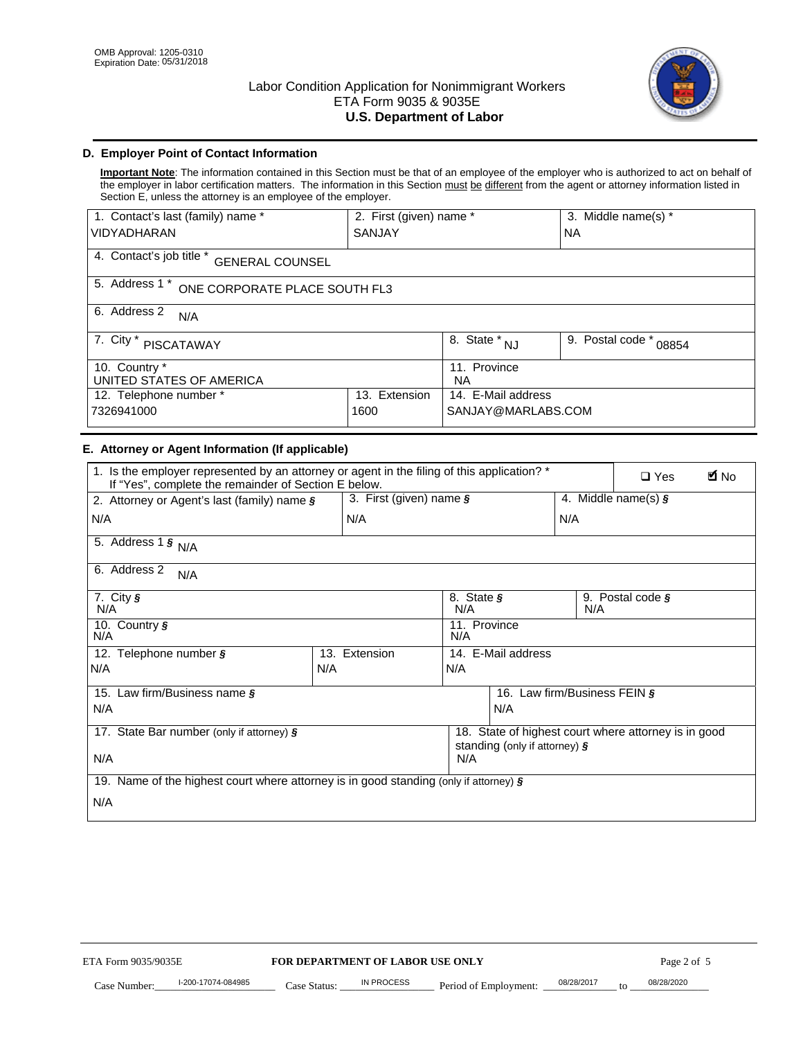OMB Approval: 1205-0310
Expiration Date: 05/31/2018

# Labor Condition Application for Nonimmigrant Workers
## ETA Form 9035 & 9035E
## U.S. Department of Labor

### D. Employer Point of Contact Information

**Important Note**: The information contained in this Section must be that of an employee of the employer who is authorized to act on behalf of the employer in labor certification matters. The information in this Section must be different from the agent or attorney information listed in Section E, unless the attorney is an employee of the employer.

| 1. Contact's last (family) name * | 2. First (given) name * | 3. Middle name(s) * |
|---|---|---|
| VIDYADHARAN | SANJAY | NA |

4. Contact's job title * GENERAL COUNSEL

5. Address 1 * ONE CORPORATE PLACE SOUTH FL3

6. Address 2 N/A

| 7. City * | 8. State * | 9. Postal code * |
|---|---|---|
| PISCATAWAY | NJ | 08854 |

| 10. Country * | 11. Province |
|---|---|
| UNITED STATES OF AMERICA | NA |

| 12. Telephone number * | 13. Extension | 14. E-Mail address |
|---|---|---|
| 7326941000 | 1600 | SANJAY@MARLABS.COM |

### E. Attorney or Agent Information (If applicable)

1. Is the employer represented by an attorney or agent in the filing of this application? * If "Yes", complete the remainder of Section E below. ☐ Yes ☑ No

| 2. Attorney or Agent's last (family) name § | 3. First (given) name § | 4. Middle name(s) § |
|---|---|---|
| N/A | N/A | N/A |

5. Address 1 § N/A

6. Address 2 N/A

| 7. City § | 8. State § | 9. Postal code § |
|---|---|---|
| N/A | N/A | N/A |

| 10. Country § | 11. Province |
|---|---|
| N/A | N/A |

| 12. Telephone number § | 13. Extension | 14. E-Mail address |
|---|---|---|
| N/A | N/A | N/A |

| 15. Law firm/Business name § | 16. Law firm/Business FEIN § |
|---|---|
| N/A | N/A |

| 17. State Bar number (only if attorney) § | 18. State of highest court where attorney is in good standing (only if attorney) § |
|---|---|
| N/A | N/A |

19. Name of the highest court where attorney is in good standing (only if attorney) §

N/A

ETA Form 9035/9035E **FOR DEPARTMENT OF LABOR USE ONLY**

Case Number: I-200-17074-084985 Case Status: IN PROCESS Period of Employment: 08/28/2017 to 08/28/2020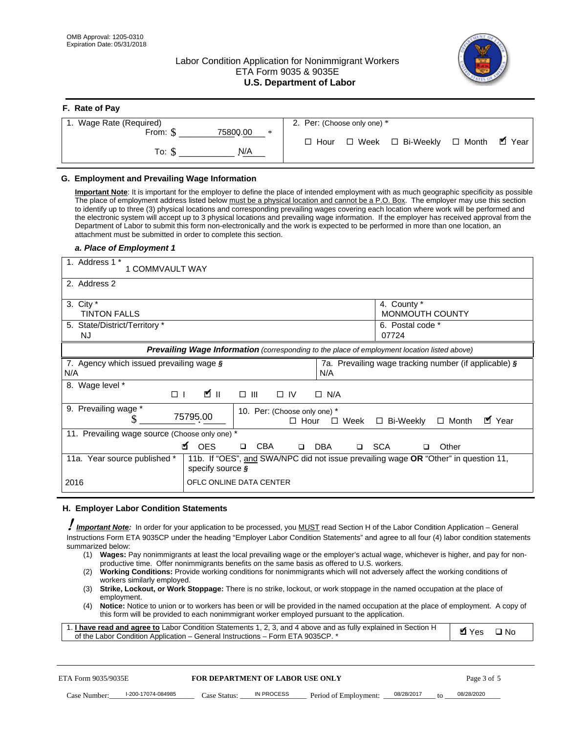OMB Approval: 1205-0310
Expiration Date: 05/31/2018

# Labor Condition Application for Nonimmigrant Workers
## ETA Form 9035 & 9035E
## U.S. Department of Labor

### F. Rate of Pay

| 1. Wage Rate (Required) | 2. Per: (Choose only one) * |
|---|---|
| From: $ 75800.00 * | ☐ Hour ☐ Week ☐ Bi-Weekly ☐ Month ☑ Year |
| To: $ N/A | |

### G. Employment and Prevailing Wage Information

**Important Note**: It is important for the employer to define the place of intended employment with as much geographic specificity as possible The place of employment address listed below must be a physical location and cannot be a P.O. Box. The employer may use this section to identify up to three (3) physical locations and corresponding prevailing wages covering each location where work will be performed and the electronic system will accept up to 3 physical locations and prevailing wage information. If the employer has received approval from the Department of Labor to submit this form non-electronically and the work is expected to be performed in more than one location, an attachment must be submitted in order to complete this section.

#### *a. Place of Employment 1*

| 1. Address 1 * | |
|---|---|
| 1 COMMVAULT WAY | |
| 2. Address 2 | |
| | |
| 3. City * | 4. County * |
| TINTON FALLS | MONMOUTH COUNTY |
| 5. State/District/Territory * | 6. Postal code * |
| NJ | 07724 |

***Prevailing Wage Information*** *(corresponding to the place of employment location listed above)*

| 7. Agency which issued prevailing wage § | 7a. Prevailing wage tracking number (if applicable) § |
|---|---|
| N/A | N/A |
| 8. Wage level * ☐ I ☑ II ☐ III ☐ IV ☐ N/A | |
| 9. Prevailing wage * $ 75795.00 | 10. Per: (Choose only one) * ☐ Hour ☐ Week ☐ Bi-Weekly ☐ Month ☑ Year |
| 11. Prevailing wage source (Choose only one) * ☑ OES ☐ CBA ☐ DBA ☐ SCA ☐ Other | |
| 11a. Year source published * | 11b. If "OES", and SWA/NPC did not issue prevailing wage OR "Other" in question 11, specify source § |
| 2016 | OFLC ONLINE DATA CENTER |

### H. Employer Labor Condition Statements

***Important Note:*** In order for your application to be processed, you MUST read Section H of the Labor Condition Application – General Instructions Form ETA 9035CP under the heading "Employer Labor Condition Statements" and agree to all four (4) labor condition statements summarized below:

(1) **Wages:** Pay nonimmigrants at least the local prevailing wage or the employer's actual wage, whichever is higher, and pay for non-productive time. Offer nonimmigrants benefits on the same basis as offered to U.S. workers.
(2) **Working Conditions:** Provide working conditions for nonimmigrants which will not adversely affect the working conditions of workers similarly employed.
(3) **Strike, Lockout, or Work Stoppage:** There is no strike, lockout, or work stoppage in the named occupation at the place of employment.
(4) **Notice:** Notice to union or to workers has been or will be provided in the named occupation at the place of employment. A copy of this form will be provided to each nonimmigrant worker employed pursuant to the application.

| 1. **I have read and agree to** Labor Condition Statements 1, 2, 3, and 4 above and as fully explained in Section H of the Labor Condition Application – General Instructions – Form ETA 9035CP. * | ☑ Yes ☐ No |
|---|---|

ETA Form 9035/9035E | **FOR DEPARTMENT OF LABOR USE ONLY**

Case Number: I-200-17074-084985 Case Status: IN PROCESS Period of Employment: 08/28/2017 to 08/28/2020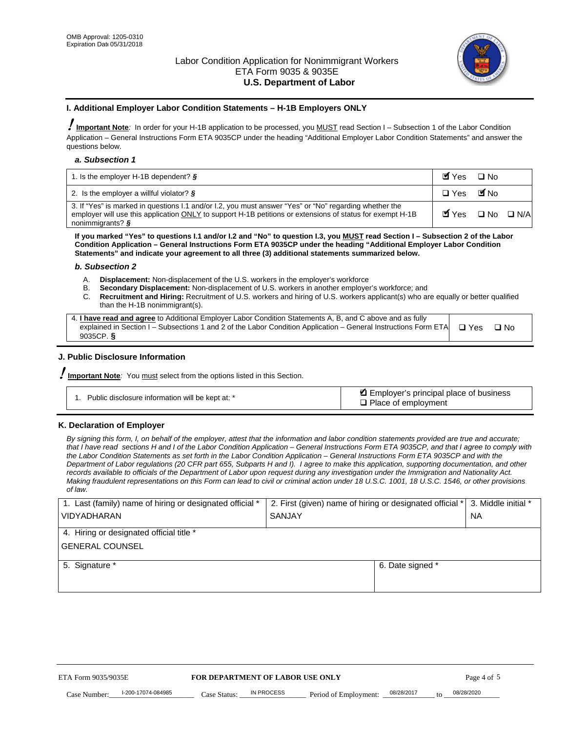OMB Approval: 1205-0310
Expiration Date 05/31/2018

Labor Condition Application for Nonimmigrant Workers
ETA Form 9035 & 9035E
**U.S. Department of Labor**

## I. Additional Employer Labor Condition Statements – H-1B Employers ONLY

**Important Note**: In order for your H-1B application to be processed, you MUST read Section I – Subsection 1 of the Labor Condition Application – General Instructions Form ETA 9035CP under the heading "Additional Employer Labor Condition Statements" and answer the questions below.

### a. Subsection 1

| | |
|---|---|
| 1. Is the employer H-1B dependent? § | ☑ Yes ☐ No |
| 2. Is the employer a willful violator? § | ☐ Yes ☑ No |
| 3. If "Yes" is marked in questions I.1 and/or I.2, you must answer "Yes" or "No" regarding whether the employer will use this application ONLY to support H-1B petitions or extensions of status for exempt H-1B nonimmigrants? § | ☑ Yes ☐ No ☐ N/A |

**If you marked "Yes" to questions I.1 and/or I.2 and "No" to question I.3, you MUST read Section I – Subsection 2 of the Labor Condition Application – General Instructions Form ETA 9035CP under the heading "Additional Employer Labor Condition Statements" and indicate your agreement to all three (3) additional statements summarized below.**

### b. Subsection 2

A. **Displacement:** Non-displacement of the U.S. workers in the employer's workforce
B. **Secondary Displacement:** Non-displacement of U.S. workers in another employer's workforce; and
C. **Recruitment and Hiring:** Recruitment of U.S. workers and hiring of U.S. workers applicant(s) who are equally or better qualified than the H-1B nonimmigrant(s).

| | |
|---|---|
| 4. **I have read and agree** to Additional Employer Labor Condition Statements A, B, and C above and as fully explained in Section I – Subsections 1 and 2 of the Labor Condition Application – General Instructions Form ETA 9035CP. § | ☐ Yes ☐ No |

## J. Public Disclosure Information

**Important Note**: You must select from the options listed in this Section.

| | |
|---|---|
| 1. Public disclosure information will be kept at: * | ☑ Employer's principal place of business ☐ Place of employment |

## K. Declaration of Employer

*By signing this form, I, on behalf of the employer, attest that the information and labor condition statements provided are true and accurate; that I have read sections H and I of the Labor Condition Application – General Instructions Form ETA 9035CP, and that I agree to comply with the Labor Condition Statements as set forth in the Labor Condition Application – General Instructions Form ETA 9035CP and with the Department of Labor regulations (20 CFR part 655, Subparts H and I). I agree to make this application, supporting documentation, and other records available to officials of the Department of Labor upon request during any investigation under the Immigration and Nationality Act. Making fraudulent representations on this Form can lead to civil or criminal action under 18 U.S.C. 1001, 18 U.S.C. 1546, or other provisions of law.*

| 1. Last (family) name of hiring or designated official * | 2. First (given) name of hiring or designated official * | 3. Middle initial * |
|---|---|---|
| VIDYADHARAN | SANJAY | NA |
| 4. Hiring or designated official title * | | |
| GENERAL COUNSEL | | |
| 5. Signature * | 6. Date signed * | |
| | | |

ETA Form 9035/9035E — **FOR DEPARTMENT OF LABOR USE ONLY**

Case Number: I-200-17074-084985 Case Status: IN PROCESS Period of Employment: 08/28/2017 to 08/28/2020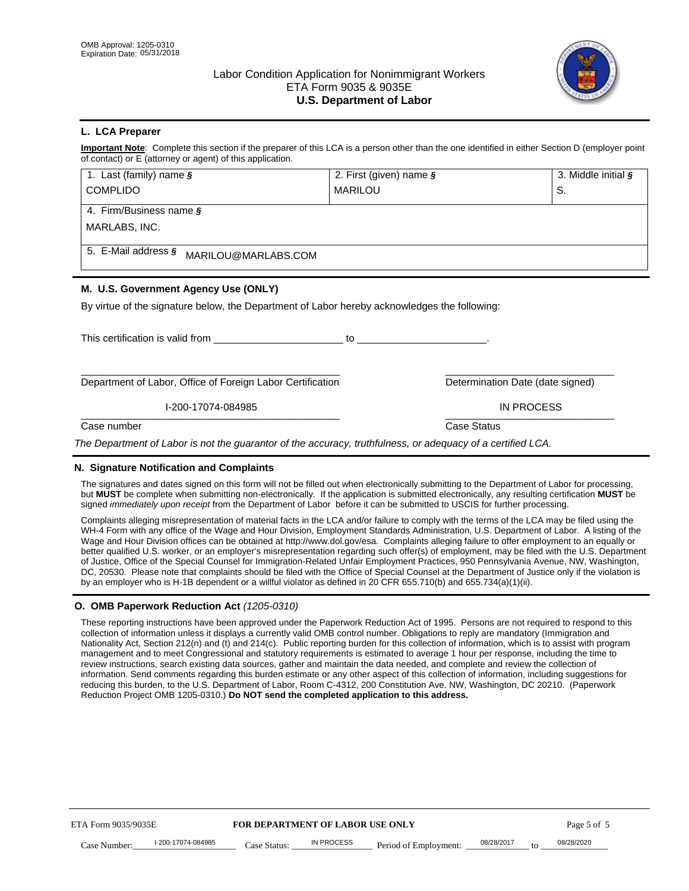OMB Approval: 1205-0310
Expiration Date: 05/31/2018

# Labor Condition Application for Nonimmigrant Workers
ETA Form 9035 & 9035E
**U.S. Department of Labor**

## L. LCA Preparer

**Important Note**: Complete this section if the preparer of this LCA is a person other than the one identified in either Section D (employer point of contact) or E (attorney or agent) of this application.

| 1. Last (family) name § | 2. First (given) name § | 3. Middle initial § |
|---|---|---|
| COMPLIDO | MARILOU | S. |
| 4. Firm/Business name § | | |
| MARLABS, INC. | | |
| 5. E-Mail address § MARILOU@MARLABS.COM | | |

## M. U.S. Government Agency Use (ONLY)

By virtue of the signature below, the Department of Labor hereby acknowledges the following:

This certification is valid from ______________________ to ______________________.

Department of Labor, Office of Foreign Labor Certification

Determination Date (date signed)

I-200-17074-084985

Case number

IN PROCESS

Case Status

*The Department of Labor is not the guarantor of the accuracy, truthfulness, or adequacy of a certified LCA.*

## N. Signature Notification and Complaints

The signatures and dates signed on this form will not be filled out when electronically submitting to the Department of Labor for processing, but **MUST** be complete when submitting non-electronically. If the application is submitted electronically, any resulting certification **MUST** be signed *immediately upon receipt* from the Department of Labor before it can be submitted to USCIS for further processing.

Complaints alleging misrepresentation of material facts in the LCA and/or failure to comply with the terms of the LCA may be filed using the WH-4 Form with any office of the Wage and Hour Division, Employment Standards Administration, U.S. Department of Labor. A listing of the Wage and Hour Division offices can be obtained at http://www.dol.gov/esa. Complaints alleging failure to offer employment to an equally or better qualified U.S. worker, or an employer's misrepresentation regarding such offer(s) of employment, may be filed with the U.S. Department of Justice, Office of the Special Counsel for Immigration-Related Unfair Employment Practices, 950 Pennsylvania Avenue, NW, Washington, DC, 20530. Please note that complaints should be filed with the Office of Special Counsel at the Department of Justice only if the violation is by an employer who is H-1B dependent or a willful violator as defined in 20 CFR 655.710(b) and 655.734(a)(1)(ii).

## O. OMB Paperwork Reduction Act *(1205-0310)*

These reporting instructions have been approved under the Paperwork Reduction Act of 1995. Persons are not required to respond to this collection of information unless it displays a currently valid OMB control number. Obligations to reply are mandatory (Immigration and Nationality Act, Section 212(n) and (t) and 214(c). Public reporting burden for this collection of information, which is to assist with program management and to meet Congressional and statutory requirements is estimated to average 1 hour per response, including the time to review instructions, search existing data sources, gather and maintain the data needed, and complete and review the collection of information. Send comments regarding this burden estimate or any other aspect of this collection of information, including suggestions for reducing this burden, to the U.S. Department of Labor, Room C-4312, 200 Constitution Ave. NW, Washington, DC 20210. (Paperwork Reduction Project OMB 1205-0310.) **Do NOT send the completed application to this address.**

ETA Form 9035/9035E — **FOR DEPARTMENT OF LABOR USE ONLY**

Case Number: I-200-17074-084985 Case Status: IN PROCESS Period of Employment: 08/28/2017 to 08/28/2020